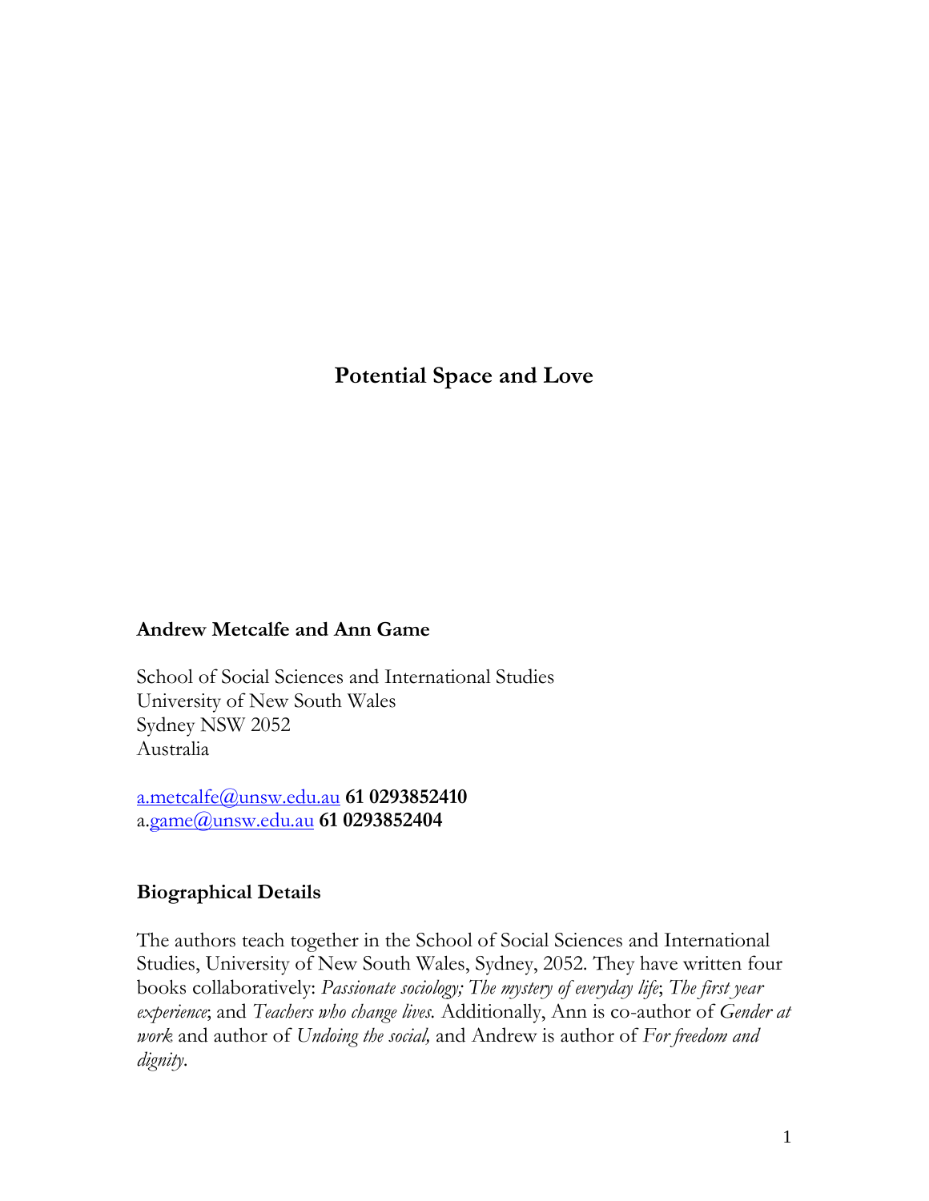# Potential Space and Love

**Andrew Metcalfe and Ann Game**

School of Social Sciences and International Studies
University of New South Wales
Sydney NSW 2052
Australia

a.metcalfe@unsw.edu.au **61 0293852410**
a.game@unsw.edu.au **61 0293852404**

## Biographical Details

The authors teach together in the School of Social Sciences and International Studies, University of New South Wales, Sydney, 2052. They have written four books collaboratively: *Passionate sociology; The mystery of everyday life*; *The first year experience*; and *Teachers who change lives.* Additionally, Ann is co-author of *Gender at work* and author of *Undoing the social,* and Andrew is author of *For freedom and dignity*.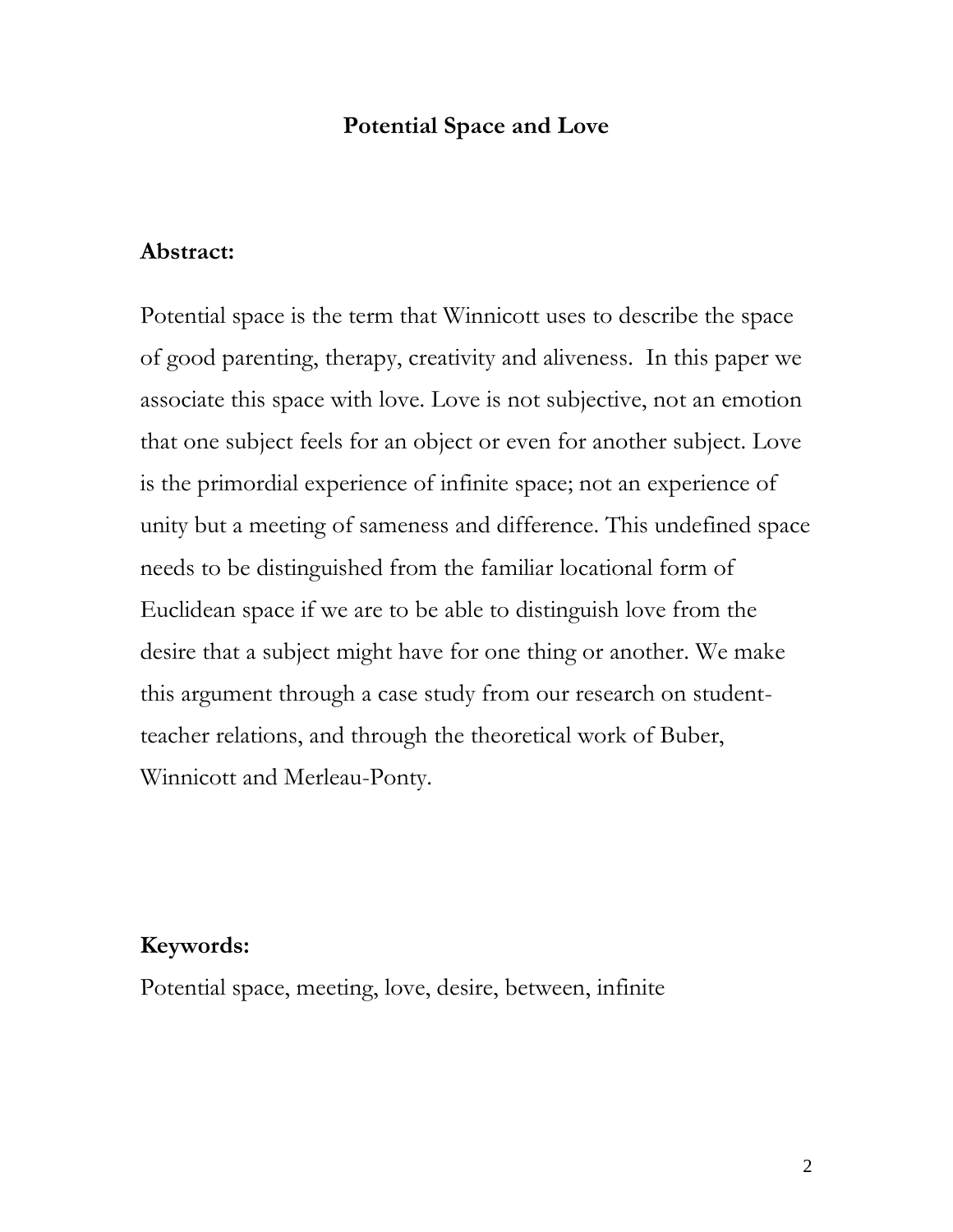# Potential Space and Love

**Abstract:**

Potential space is the term that Winnicott uses to describe the space of good parenting, therapy, creativity and aliveness. In this paper we associate this space with love. Love is not subjective, not an emotion that one subject feels for an object or even for another subject. Love is the primordial experience of infinite space; not an experience of unity but a meeting of sameness and difference. This undefined space needs to be distinguished from the familiar locational form of Euclidean space if we are to be able to distinguish love from the desire that a subject might have for one thing or another. We make this argument through a case study from our research on student-teacher relations, and through the theoretical work of Buber, Winnicott and Merleau-Ponty.

**Keywords:**

Potential space, meeting, love, desire, between, infinite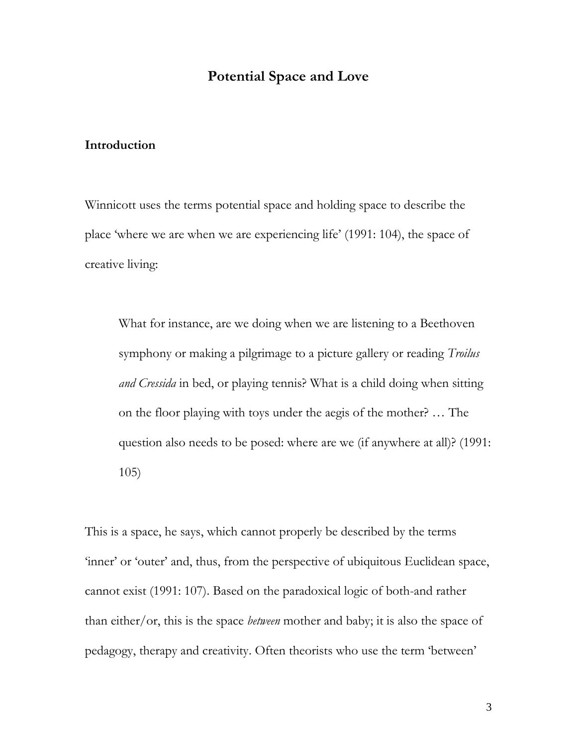# Potential Space and Love

## Introduction

Winnicott uses the terms potential space and holding space to describe the place 'where we are when we are experiencing life' (1991: 104), the space of creative living:

> What for instance, are we doing when we are listening to a Beethoven symphony or making a pilgrimage to a picture gallery or reading *Troilus and Cressida* in bed, or playing tennis? What is a child doing when sitting on the floor playing with toys under the aegis of the mother? … The question also needs to be posed: where are we (if anywhere at all)? (1991: 105)

This is a space, he says, which cannot properly be described by the terms 'inner' or 'outer' and, thus, from the perspective of ubiquitous Euclidean space, cannot exist (1991: 107). Based on the paradoxical logic of both-and rather than either/or, this is the space *between* mother and baby; it is also the space of pedagogy, therapy and creativity. Often theorists who use the term 'between'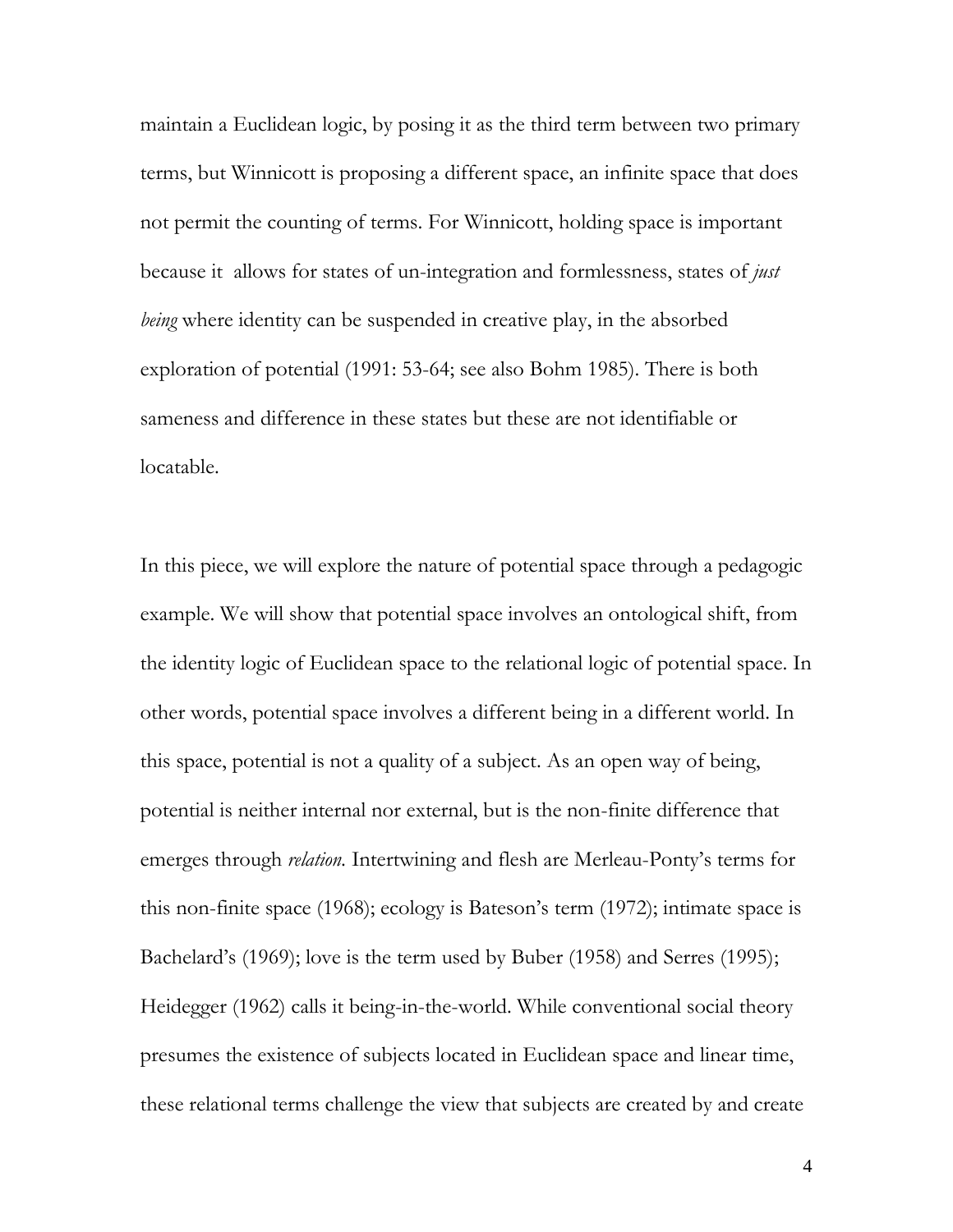maintain a Euclidean logic, by posing it as the third term between two primary terms, but Winnicott is proposing a different space, an infinite space that does not permit the counting of terms. For Winnicott, holding space is important because it allows for states of un-integration and formlessness, states of *just being* where identity can be suspended in creative play, in the absorbed exploration of potential (1991: 53-64; see also Bohm 1985). There is both sameness and difference in these states but these are not identifiable or locatable.

In this piece, we will explore the nature of potential space through a pedagogic example. We will show that potential space involves an ontological shift, from the identity logic of Euclidean space to the relational logic of potential space. In other words, potential space involves a different being in a different world. In this space, potential is not a quality of a subject. As an open way of being, potential is neither internal nor external, but is the non-finite difference that emerges through *relation.* Intertwining and flesh are Merleau-Ponty's terms for this non-finite space (1968); ecology is Bateson's term (1972); intimate space is Bachelard's (1969); love is the term used by Buber (1958) and Serres (1995); Heidegger (1962) calls it being-in-the-world. While conventional social theory presumes the existence of subjects located in Euclidean space and linear time, these relational terms challenge the view that subjects are created by and create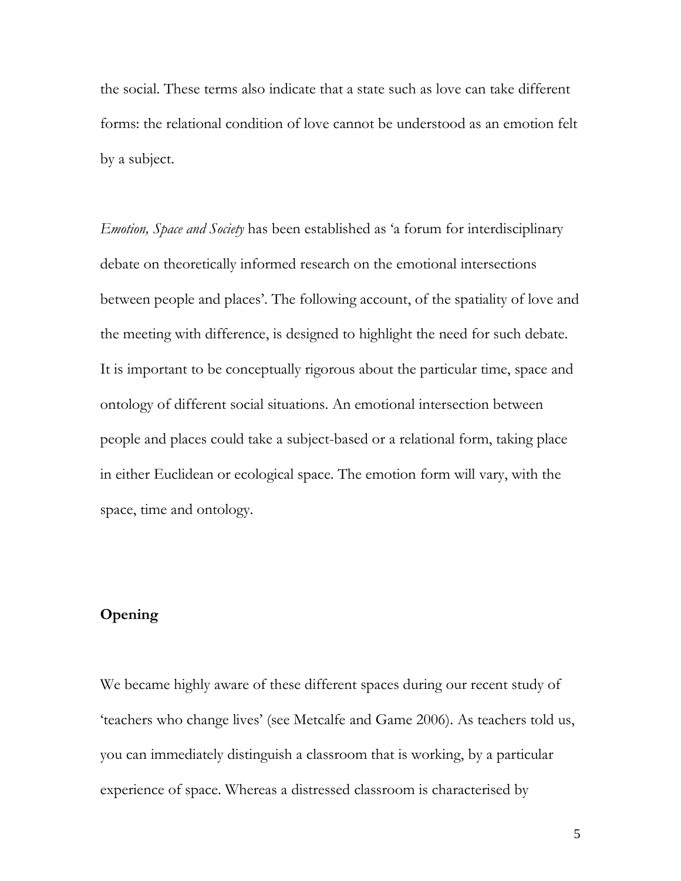the social. These terms also indicate that a state such as love can take different forms: the relational condition of love cannot be understood as an emotion felt by a subject.

*Emotion, Space and Society* has been established as 'a forum for interdisciplinary debate on theoretically informed research on the emotional intersections between people and places'. The following account, of the spatiality of love and the meeting with difference, is designed to highlight the need for such debate. It is important to be conceptually rigorous about the particular time, space and ontology of different social situations. An emotional intersection between people and places could take a subject-based or a relational form, taking place in either Euclidean or ecological space. The emotion form will vary, with the space, time and ontology.

## Opening

We became highly aware of these different spaces during our recent study of 'teachers who change lives' (see Metcalfe and Game 2006). As teachers told us, you can immediately distinguish a classroom that is working, by a particular experience of space. Whereas a distressed classroom is characterised by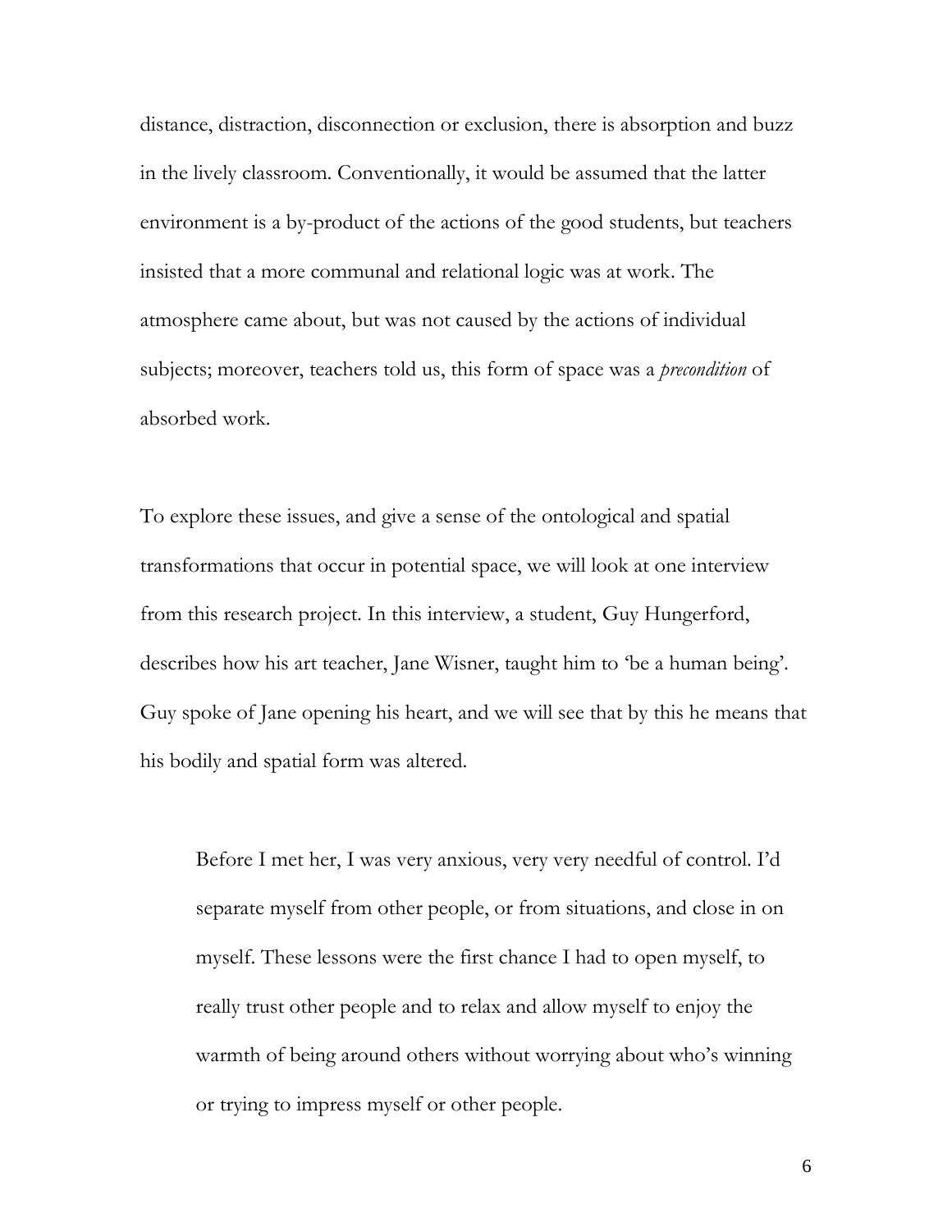distance, distraction, disconnection or exclusion, there is absorption and buzz in the lively classroom. Conventionally, it would be assumed that the latter environment is a by-product of the actions of the good students, but teachers insisted that a more communal and relational logic was at work. The atmosphere came about, but was not caused by the actions of individual subjects; moreover, teachers told us, this form of space was a *precondition* of absorbed work.

To explore these issues, and give a sense of the ontological and spatial transformations that occur in potential space, we will look at one interview from this research project. In this interview, a student, Guy Hungerford, describes how his art teacher, Jane Wisner, taught him to 'be a human being'. Guy spoke of Jane opening his heart, and we will see that by this he means that his bodily and spatial form was altered.

> Before I met her, I was very anxious, very very needful of control. I'd separate myself from other people, or from situations, and close in on myself. These lessons were the first chance I had to open myself, to really trust other people and to relax and allow myself to enjoy the warmth of being around others without worrying about who's winning or trying to impress myself or other people.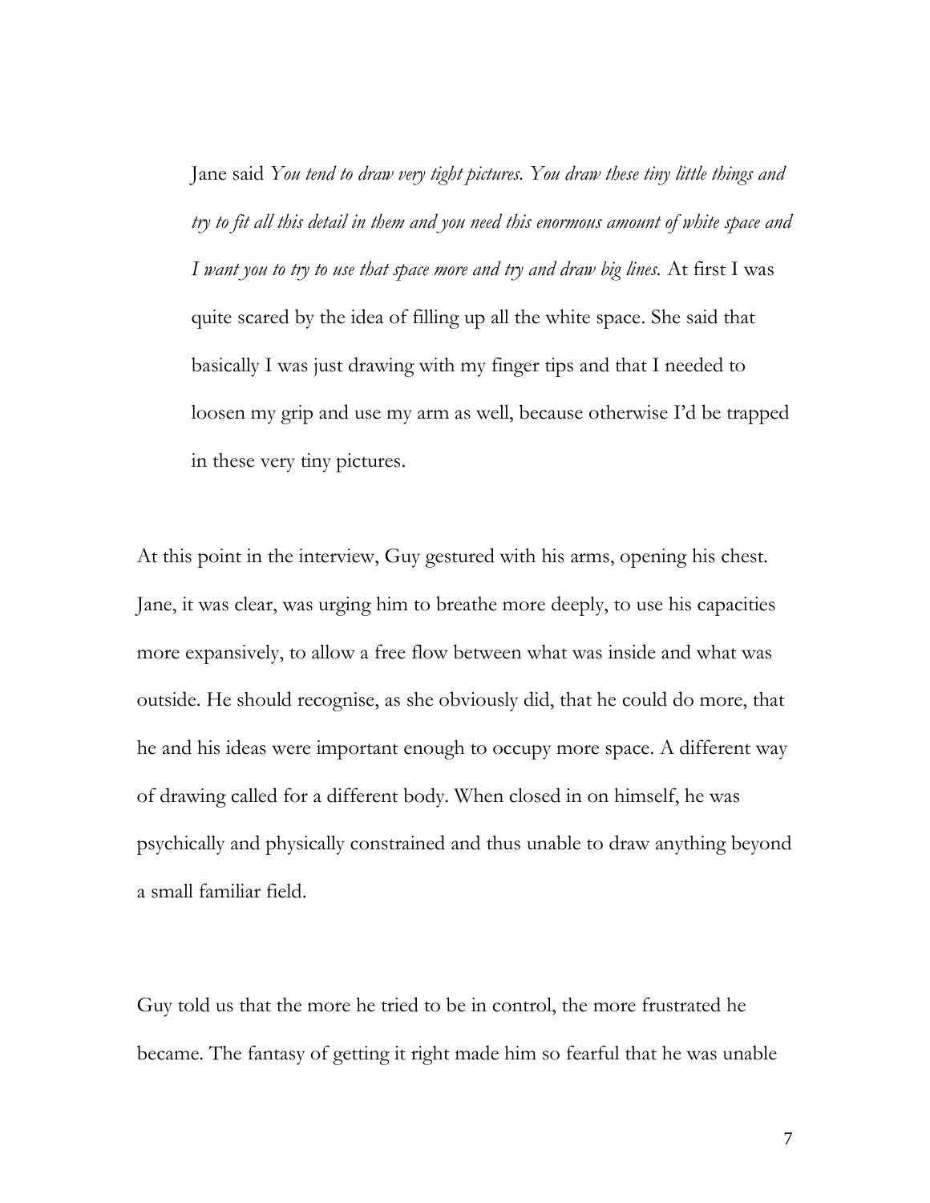> Jane said *You tend to draw very tight pictures. You draw these tiny little things and try to fit all this detail in them and you need this enormous amount of white space and I want you to try to use that space more and try and draw big lines.* At first I was quite scared by the idea of filling up all the white space. She said that basically I was just drawing with my finger tips and that I needed to loosen my grip and use my arm as well, because otherwise I'd be trapped in these very tiny pictures.

At this point in the interview, Guy gestured with his arms, opening his chest. Jane, it was clear, was urging him to breathe more deeply, to use his capacities more expansively, to allow a free flow between what was inside and what was outside. He should recognise, as she obviously did, that he could do more, that he and his ideas were important enough to occupy more space. A different way of drawing called for a different body. When closed in on himself, he was psychically and physically constrained and thus unable to draw anything beyond a small familiar field.

Guy told us that the more he tried to be in control, the more frustrated he became. The fantasy of getting it right made him so fearful that he was unable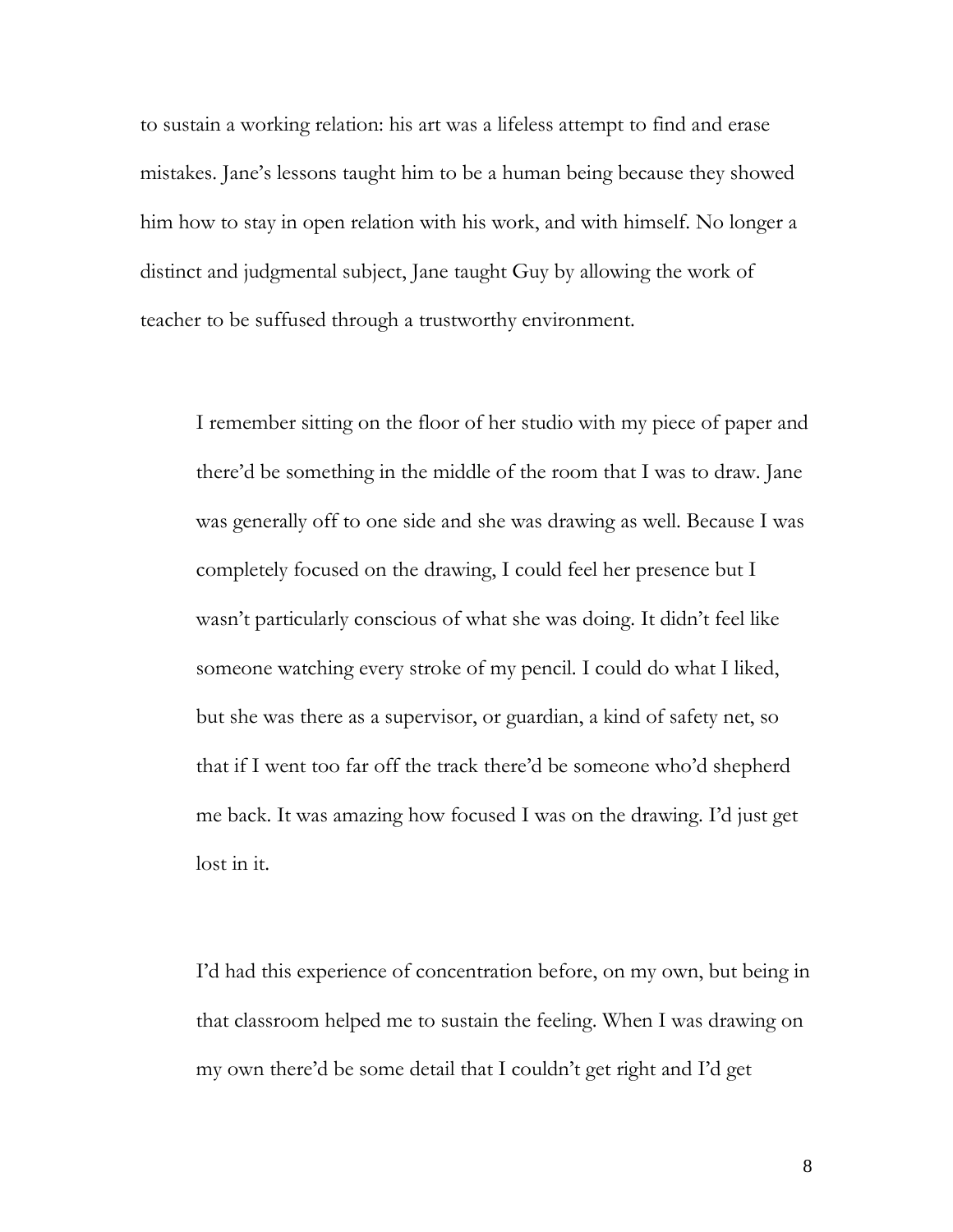to sustain a working relation: his art was a lifeless attempt to find and erase mistakes. Jane's lessons taught him to be a human being because they showed him how to stay in open relation with his work, and with himself. No longer a distinct and judgmental subject, Jane taught Guy by allowing the work of teacher to be suffused through a trustworthy environment.

> I remember sitting on the floor of her studio with my piece of paper and there'd be something in the middle of the room that I was to draw. Jane was generally off to one side and she was drawing as well. Because I was completely focused on the drawing, I could feel her presence but I wasn't particularly conscious of what she was doing. It didn't feel like someone watching every stroke of my pencil. I could do what I liked, but she was there as a supervisor, or guardian, a kind of safety net, so that if I went too far off the track there'd be someone who'd shepherd me back. It was amazing how focused I was on the drawing. I'd just get lost in it.
>
> I'd had this experience of concentration before, on my own, but being in that classroom helped me to sustain the feeling. When I was drawing on my own there'd be some detail that I couldn't get right and I'd get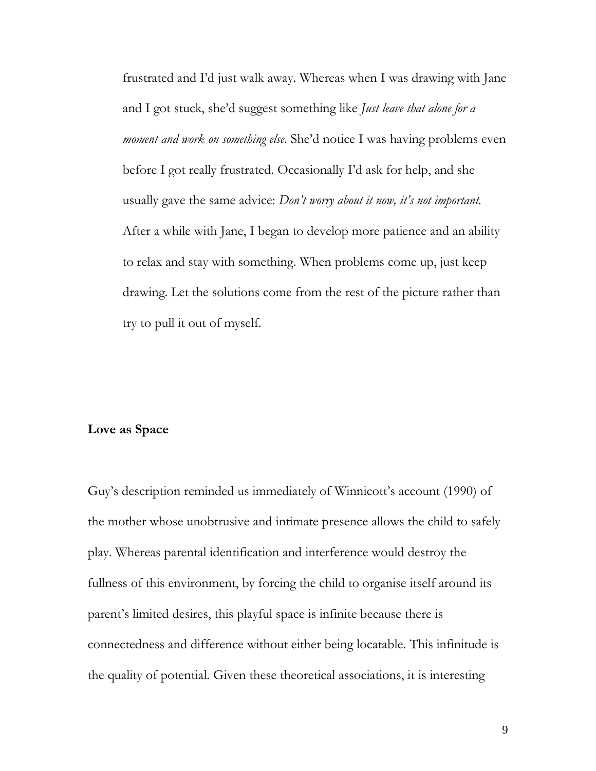frustrated and I'd just walk away. Whereas when I was drawing with Jane and I got stuck, she'd suggest something like *Just leave that alone for a moment and work on something else*. She'd notice I was having problems even before I got really frustrated. Occasionally I'd ask for help, and she usually gave the same advice: *Don't worry about it now, it's not important.* After a while with Jane, I began to develop more patience and an ability to relax and stay with something. When problems come up, just keep drawing. Let the solutions come from the rest of the picture rather than try to pull it out of myself.

**Love as Space**

Guy's description reminded us immediately of Winnicott's account (1990) of the mother whose unobtrusive and intimate presence allows the child to safely play. Whereas parental identification and interference would destroy the fullness of this environment, by forcing the child to organise itself around its parent's limited desires, this playful space is infinite because there is connectedness and difference without either being locatable. This infinitude is the quality of potential. Given these theoretical associations, it is interesting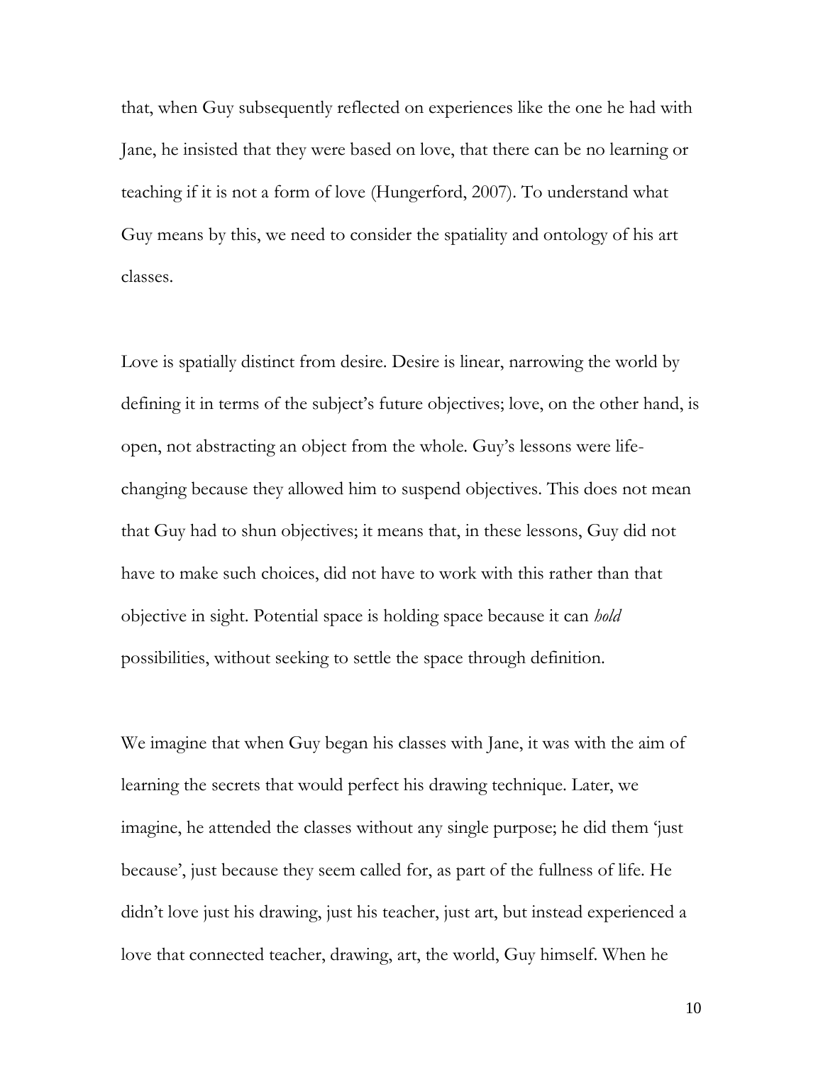that, when Guy subsequently reflected on experiences like the one he had with Jane, he insisted that they were based on love, that there can be no learning or teaching if it is not a form of love (Hungerford, 2007). To understand what Guy means by this, we need to consider the spatiality and ontology of his art classes.

Love is spatially distinct from desire. Desire is linear, narrowing the world by defining it in terms of the subject's future objectives; love, on the other hand, is open, not abstracting an object from the whole. Guy's lessons were life-changing because they allowed him to suspend objectives. This does not mean that Guy had to shun objectives; it means that, in these lessons, Guy did not have to make such choices, did not have to work with this rather than that objective in sight. Potential space is holding space because it can *hold* possibilities, without seeking to settle the space through definition.

We imagine that when Guy began his classes with Jane, it was with the aim of learning the secrets that would perfect his drawing technique. Later, we imagine, he attended the classes without any single purpose; he did them 'just because', just because they seem called for, as part of the fullness of life. He didn't love just his drawing, just his teacher, just art, but instead experienced a love that connected teacher, drawing, art, the world, Guy himself. When he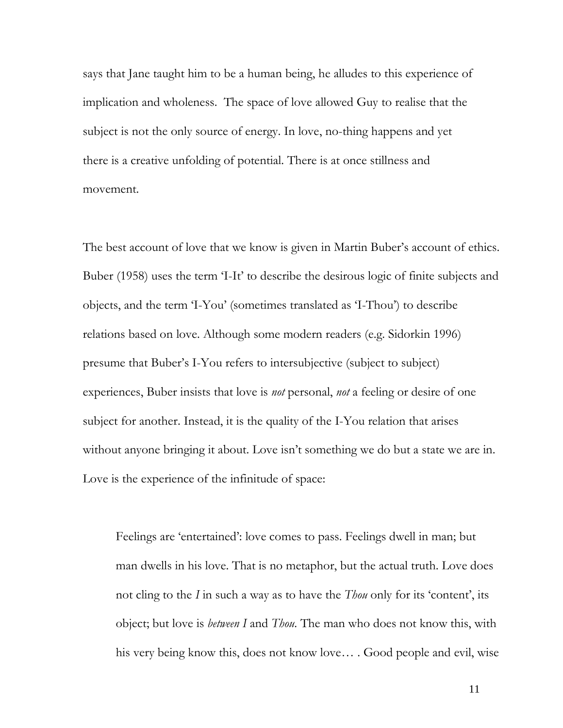says that Jane taught him to be a human being, he alludes to this experience of implication and wholeness. The space of love allowed Guy to realise that the subject is not the only source of energy. In love, no-thing happens and yet there is a creative unfolding of potential. There is at once stillness and movement.

The best account of love that we know is given in Martin Buber's account of ethics. Buber (1958) uses the term 'I-It' to describe the desirous logic of finite subjects and objects, and the term 'I-You' (sometimes translated as 'I-Thou') to describe relations based on love. Although some modern readers (e.g. Sidorkin 1996) presume that Buber's I-You refers to intersubjective (subject to subject) experiences, Buber insists that love is *not* personal, *not* a feeling or desire of one subject for another. Instead, it is the quality of the I-You relation that arises without anyone bringing it about. Love isn't something we do but a state we are in. Love is the experience of the infinitude of space:

> Feelings are 'entertained': love comes to pass. Feelings dwell in man; but man dwells in his love. That is no metaphor, but the actual truth. Love does not cling to the *I* in such a way as to have the *Thou* only for its 'content', its object; but love is *between I* and *Thou*. The man who does not know this, with his very being know this, does not know love… . Good people and evil, wise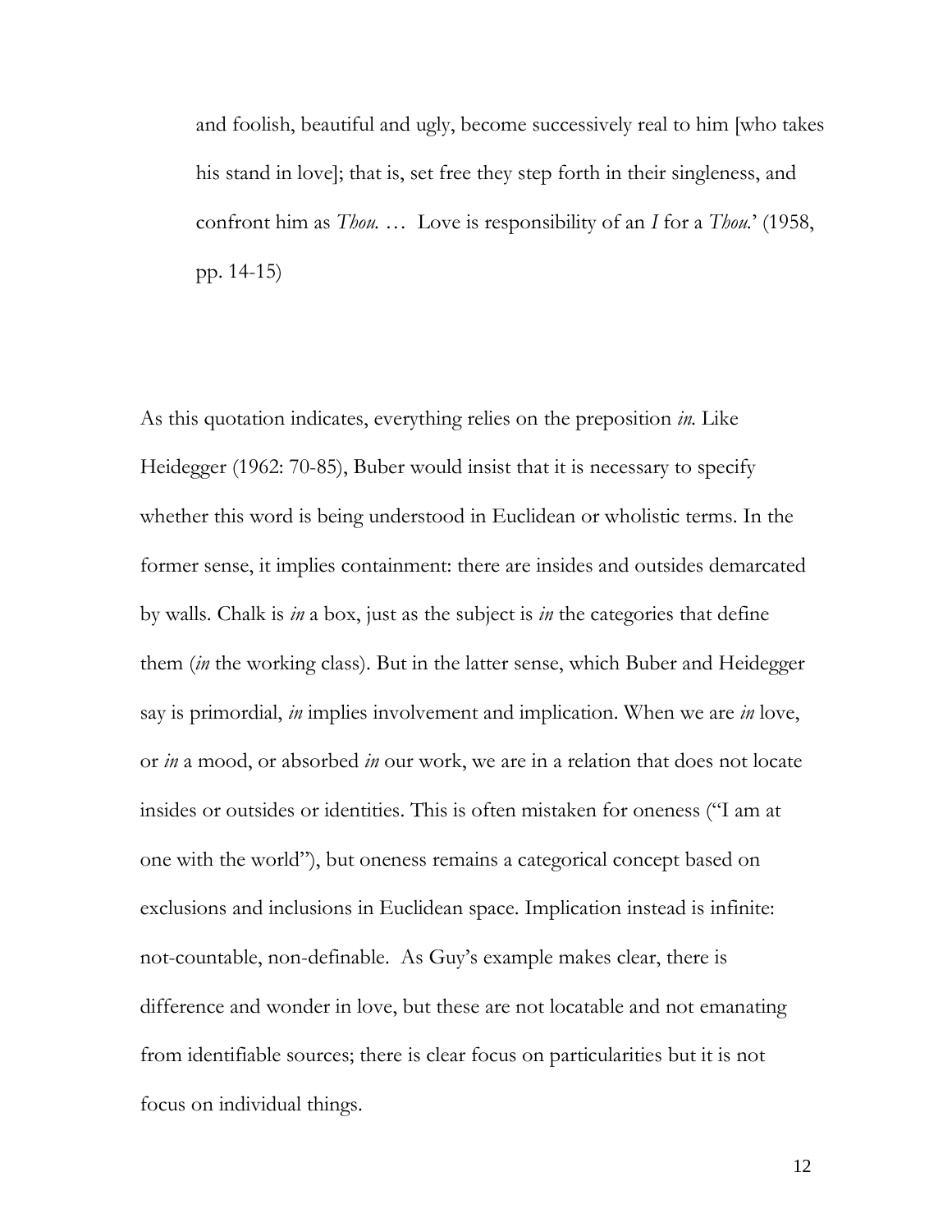> and foolish, beautiful and ugly, become successively real to him [who takes his stand in love]; that is, set free they step forth in their singleness, and confront him as *Thou.* … Love is responsibility of an *I* for a *Thou*.' (1958, pp. 14-15)

As this quotation indicates, everything relies on the preposition *in.* Like Heidegger (1962: 70-85), Buber would insist that it is necessary to specify whether this word is being understood in Euclidean or wholistic terms. In the former sense, it implies containment: there are insides and outsides demarcated by walls. Chalk is *in* a box, just as the subject is *in* the categories that define them (*in* the working class). But in the latter sense, which Buber and Heidegger say is primordial, *in* implies involvement and implication. When we are *in* love, or *in* a mood, or absorbed *in* our work, we are in a relation that does not locate insides or outsides or identities. This is often mistaken for oneness ("I am at one with the world"), but oneness remains a categorical concept based on exclusions and inclusions in Euclidean space. Implication instead is infinite: not-countable, non-definable. As Guy's example makes clear, there is difference and wonder in love, but these are not locatable and not emanating from identifiable sources; there is clear focus on particularities but it is not focus on individual things.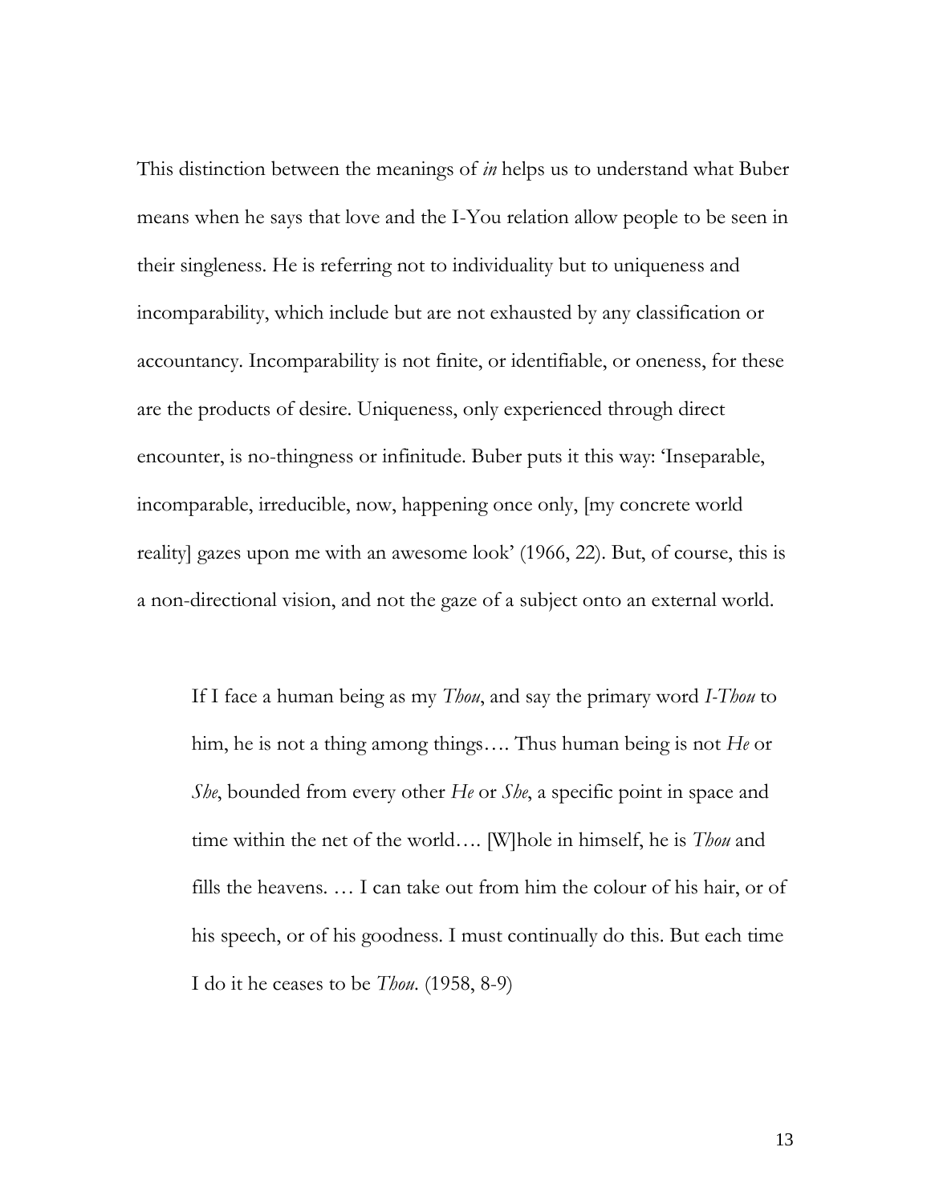This distinction between the meanings of *in* helps us to understand what Buber means when he says that love and the I-You relation allow people to be seen in their singleness. He is referring not to individuality but to uniqueness and incomparability, which include but are not exhausted by any classification or accountancy. Incomparability is not finite, or identifiable, or oneness, for these are the products of desire. Uniqueness, only experienced through direct encounter, is no-thingness or infinitude. Buber puts it this way: 'Inseparable, incomparable, irreducible, now, happening once only, [my concrete world reality] gazes upon me with an awesome look' (1966, 22). But, of course, this is a non-directional vision, and not the gaze of a subject onto an external world.

> If I face a human being as my *Thou*, and say the primary word *I-Thou* to him, he is not a thing among things…. Thus human being is not *He* or *She*, bounded from every other *He* or *She*, a specific point in space and time within the net of the world…. [W]hole in himself, he is *Thou* and fills the heavens. … I can take out from him the colour of his hair, or of his speech, or of his goodness. I must continually do this. But each time I do it he ceases to be *Thou*. (1958, 8-9)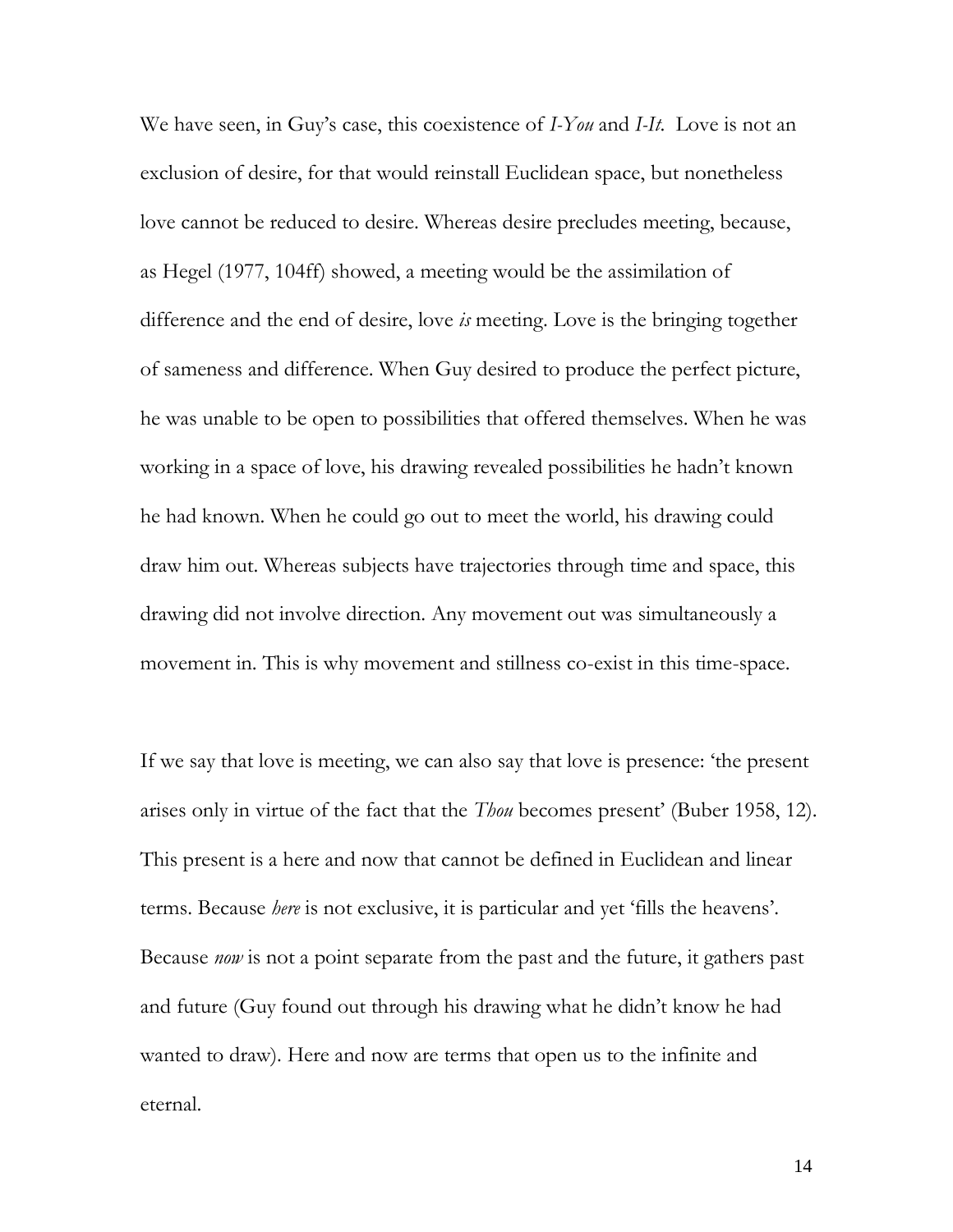We have seen, in Guy's case, this coexistence of *I-You* and *I-It*. Love is not an exclusion of desire, for that would reinstall Euclidean space, but nonetheless love cannot be reduced to desire. Whereas desire precludes meeting, because, as Hegel (1977, 104ff) showed, a meeting would be the assimilation of difference and the end of desire, love *is* meeting. Love is the bringing together of sameness and difference. When Guy desired to produce the perfect picture, he was unable to be open to possibilities that offered themselves. When he was working in a space of love, his drawing revealed possibilities he hadn't known he had known. When he could go out to meet the world, his drawing could draw him out. Whereas subjects have trajectories through time and space, this drawing did not involve direction. Any movement out was simultaneously a movement in. This is why movement and stillness co-exist in this time-space.

If we say that love is meeting, we can also say that love is presence: 'the present arises only in virtue of the fact that the *Thou* becomes present' (Buber 1958, 12). This present is a here and now that cannot be defined in Euclidean and linear terms. Because *here* is not exclusive, it is particular and yet 'fills the heavens'. Because *now* is not a point separate from the past and the future, it gathers past and future (Guy found out through his drawing what he didn't know he had wanted to draw). Here and now are terms that open us to the infinite and eternal.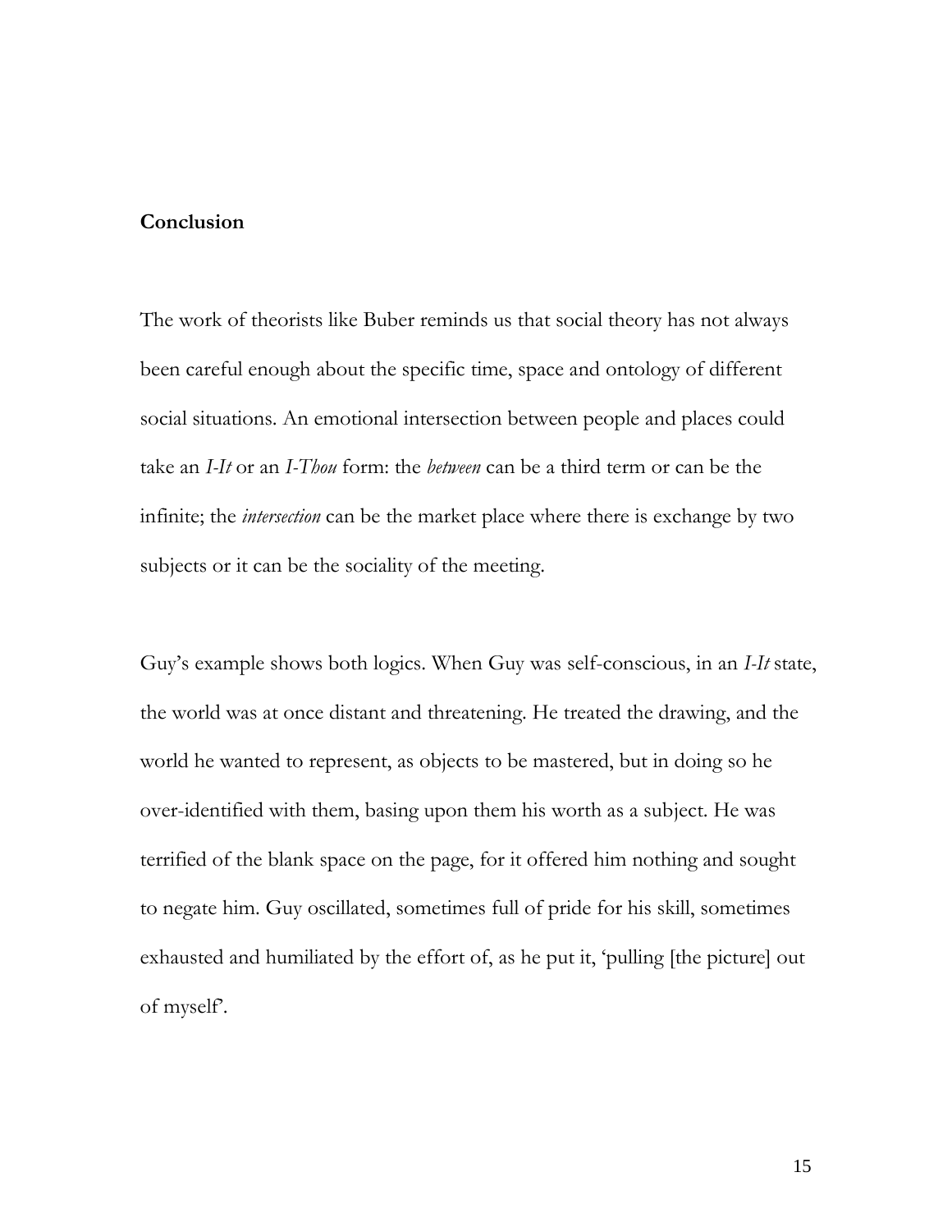**Conclusion**

The work of theorists like Buber reminds us that social theory has not always been careful enough about the specific time, space and ontology of different social situations. An emotional intersection between people and places could take an *I-It* or an *I-Thou* form: the *between* can be a third term or can be the infinite; the *intersection* can be the market place where there is exchange by two subjects or it can be the sociality of the meeting.

Guy's example shows both logics. When Guy was self-conscious, in an *I-It* state, the world was at once distant and threatening. He treated the drawing, and the world he wanted to represent, as objects to be mastered, but in doing so he over-identified with them, basing upon them his worth as a subject. He was terrified of the blank space on the page, for it offered him nothing and sought to negate him. Guy oscillated, sometimes full of pride for his skill, sometimes exhausted and humiliated by the effort of, as he put it, 'pulling [the picture] out of myself'.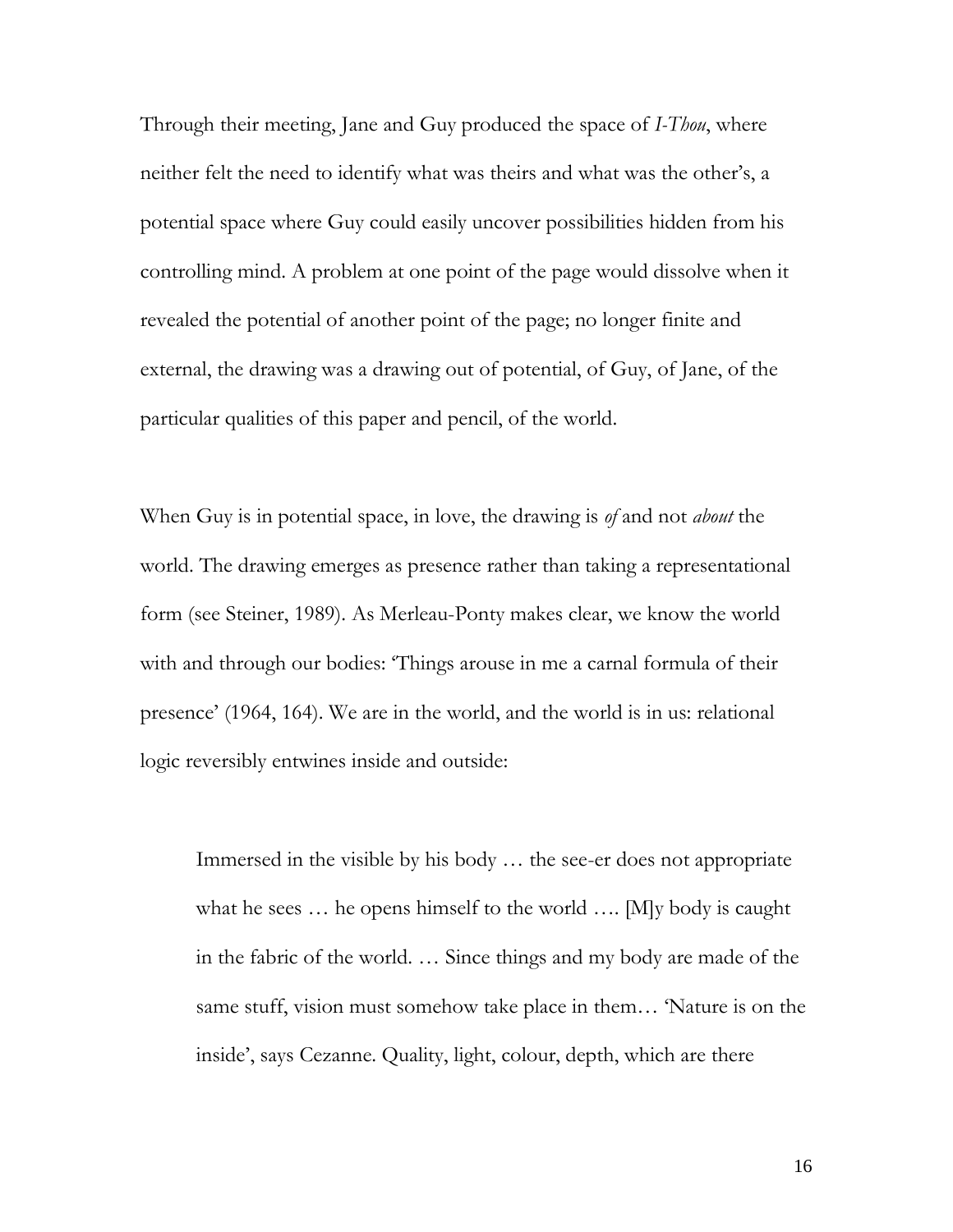Through their meeting, Jane and Guy produced the space of *I-Thou*, where neither felt the need to identify what was theirs and what was the other's, a potential space where Guy could easily uncover possibilities hidden from his controlling mind. A problem at one point of the page would dissolve when it revealed the potential of another point of the page; no longer finite and external, the drawing was a drawing out of potential, of Guy, of Jane, of the particular qualities of this paper and pencil, of the world.

When Guy is in potential space, in love, the drawing is *of* and not *about* the world. The drawing emerges as presence rather than taking a representational form (see Steiner, 1989). As Merleau-Ponty makes clear, we know the world with and through our bodies: 'Things arouse in me a carnal formula of their presence' (1964, 164). We are in the world, and the world is in us: relational logic reversibly entwines inside and outside:

> Immersed in the visible by his body … the see-er does not appropriate what he sees … he opens himself to the world …. [M]y body is caught in the fabric of the world. … Since things and my body are made of the same stuff, vision must somehow take place in them… 'Nature is on the inside', says Cezanne. Quality, light, colour, depth, which are there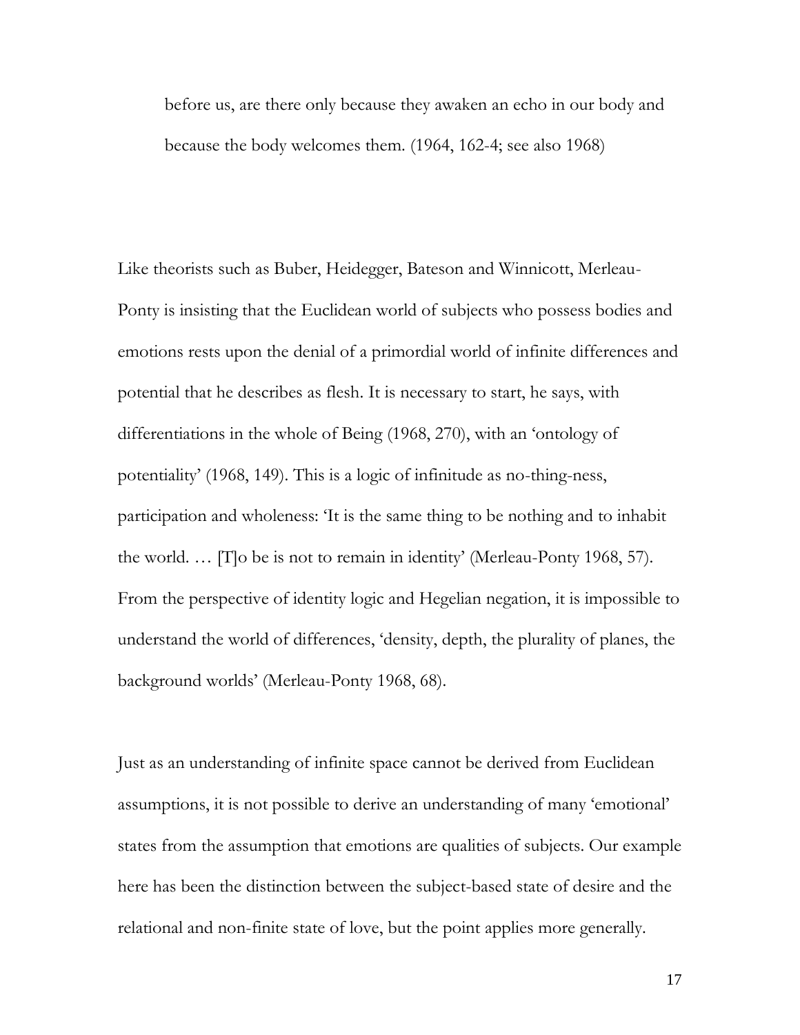> before us, are there only because they awaken an echo in our body and because the body welcomes them. (1964, 162-4; see also 1968)

Like theorists such as Buber, Heidegger, Bateson and Winnicott, Merleau-Ponty is insisting that the Euclidean world of subjects who possess bodies and emotions rests upon the denial of a primordial world of infinite differences and potential that he describes as flesh. It is necessary to start, he says, with differentiations in the whole of Being (1968, 270), with an 'ontology of potentiality' (1968, 149). This is a logic of infinitude as no-thing-ness, participation and wholeness: 'It is the same thing to be nothing and to inhabit the world. … [T]o be is not to remain in identity' (Merleau-Ponty 1968, 57). From the perspective of identity logic and Hegelian negation, it is impossible to understand the world of differences, 'density, depth, the plurality of planes, the background worlds' (Merleau-Ponty 1968, 68).

Just as an understanding of infinite space cannot be derived from Euclidean assumptions, it is not possible to derive an understanding of many 'emotional' states from the assumption that emotions are qualities of subjects. Our example here has been the distinction between the subject-based state of desire and the relational and non-finite state of love, but the point applies more generally.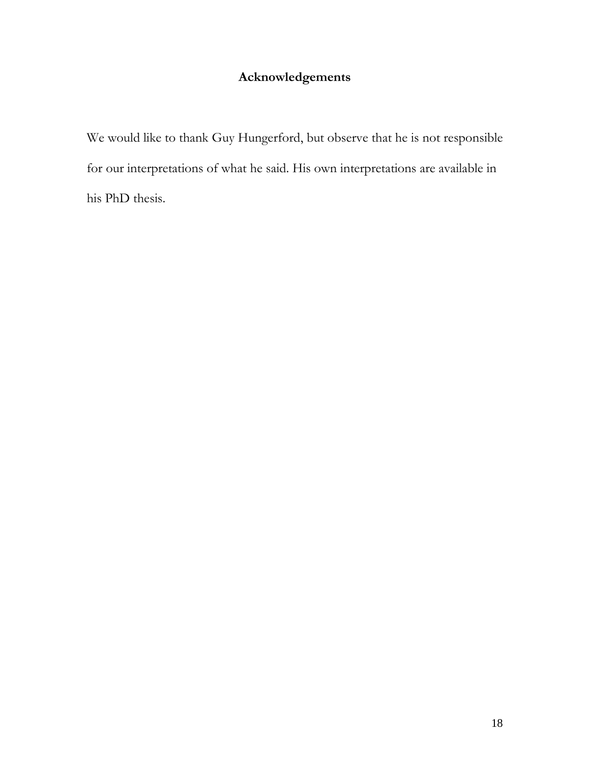## Acknowledgements

We would like to thank Guy Hungerford, but observe that he is not responsible for our interpretations of what he said. His own interpretations are available in his PhD thesis.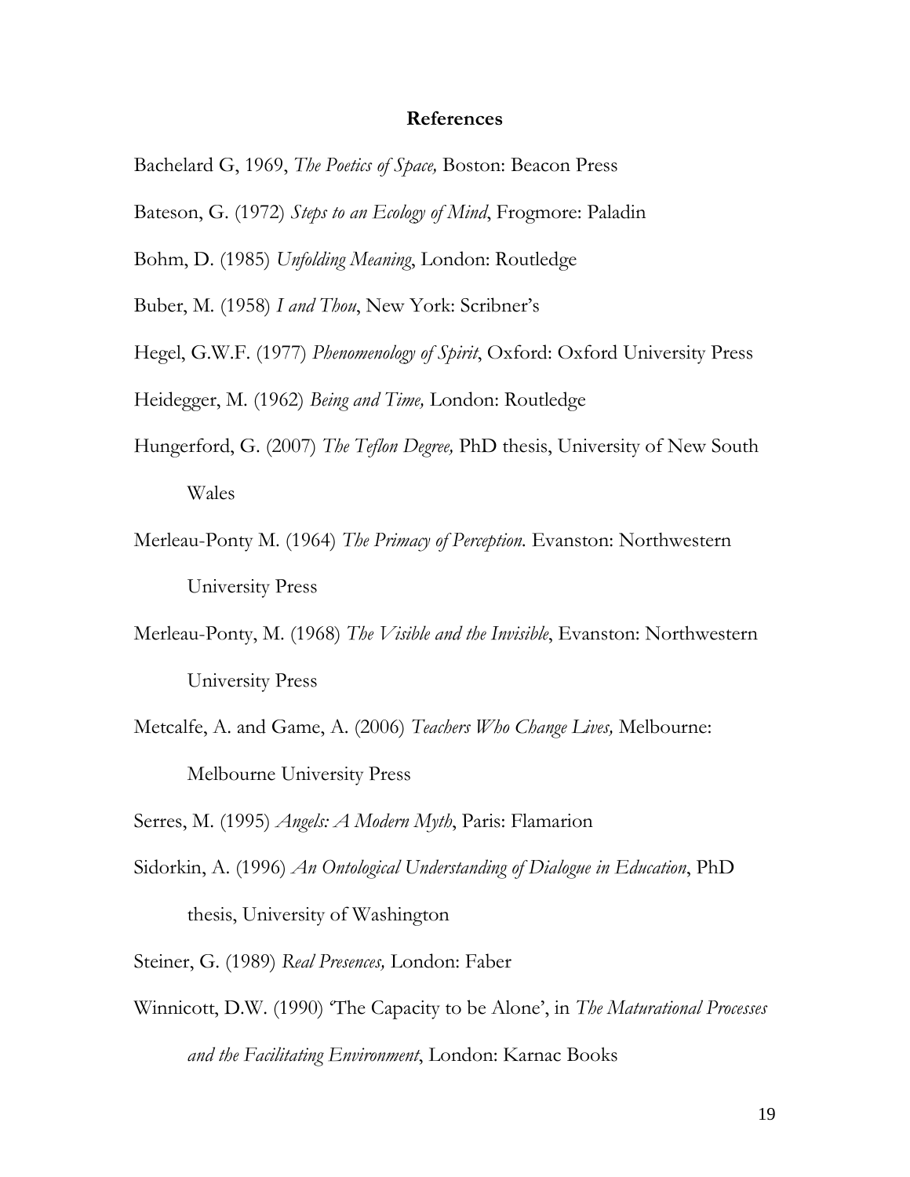## References

Bachelard G, 1969, *The Poetics of Space,* Boston: Beacon Press

Bateson, G. (1972) *Steps to an Ecology of Mind*, Frogmore: Paladin

Bohm, D. (1985) *Unfolding Meaning*, London: Routledge

Buber, M. (1958) *I and Thou*, New York: Scribner's

Hegel, G.W.F. (1977) *Phenomenology of Spirit*, Oxford: Oxford University Press

Heidegger, M. (1962) *Being and Time,* London: Routledge

Hungerford, G. (2007) *The Teflon Degree,* PhD thesis, University of New South Wales

Merleau-Ponty M. (1964) *The Primacy of Perception.* Evanston: Northwestern University Press

Merleau-Ponty, M. (1968) *The Visible and the Invisible*, Evanston: Northwestern University Press

Metcalfe, A. and Game, A. (2006) *Teachers Who Change Lives,* Melbourne: Melbourne University Press

Serres, M. (1995) *Angels: A Modern Myth*, Paris: Flamarion

Sidorkin, A. (1996) *An Ontological Understanding of Dialogue in Education*, PhD thesis, University of Washington

Steiner, G. (1989) *Real Presences,* London: Faber

Winnicott, D.W. (1990) 'The Capacity to be Alone', in *The Maturational Processes and the Facilitating Environment*, London: Karnac Books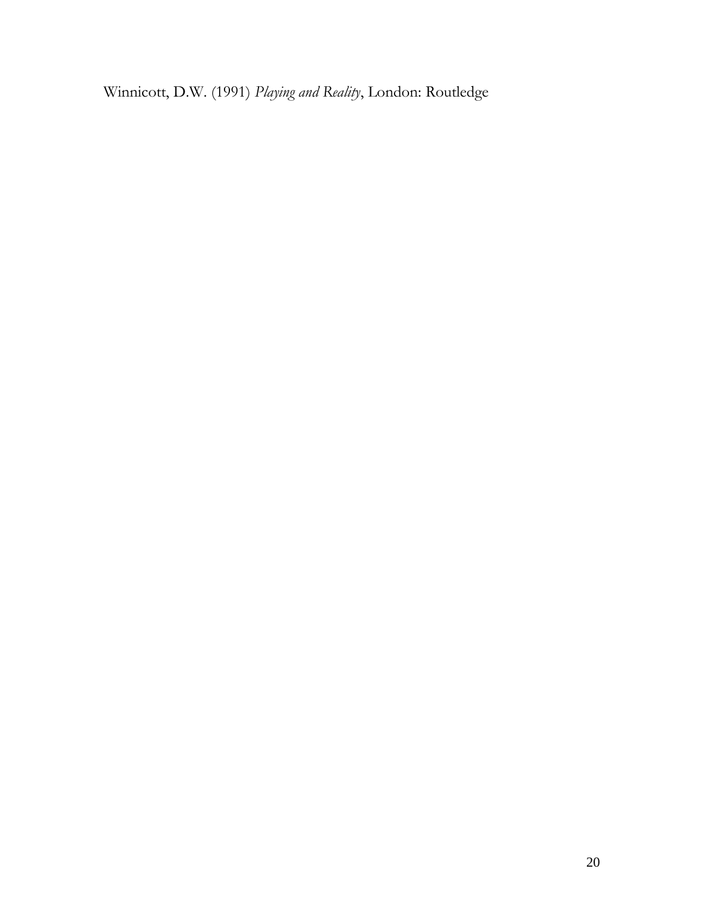Winnicott, D.W. (1991) *Playing and Reality*, London: Routledge